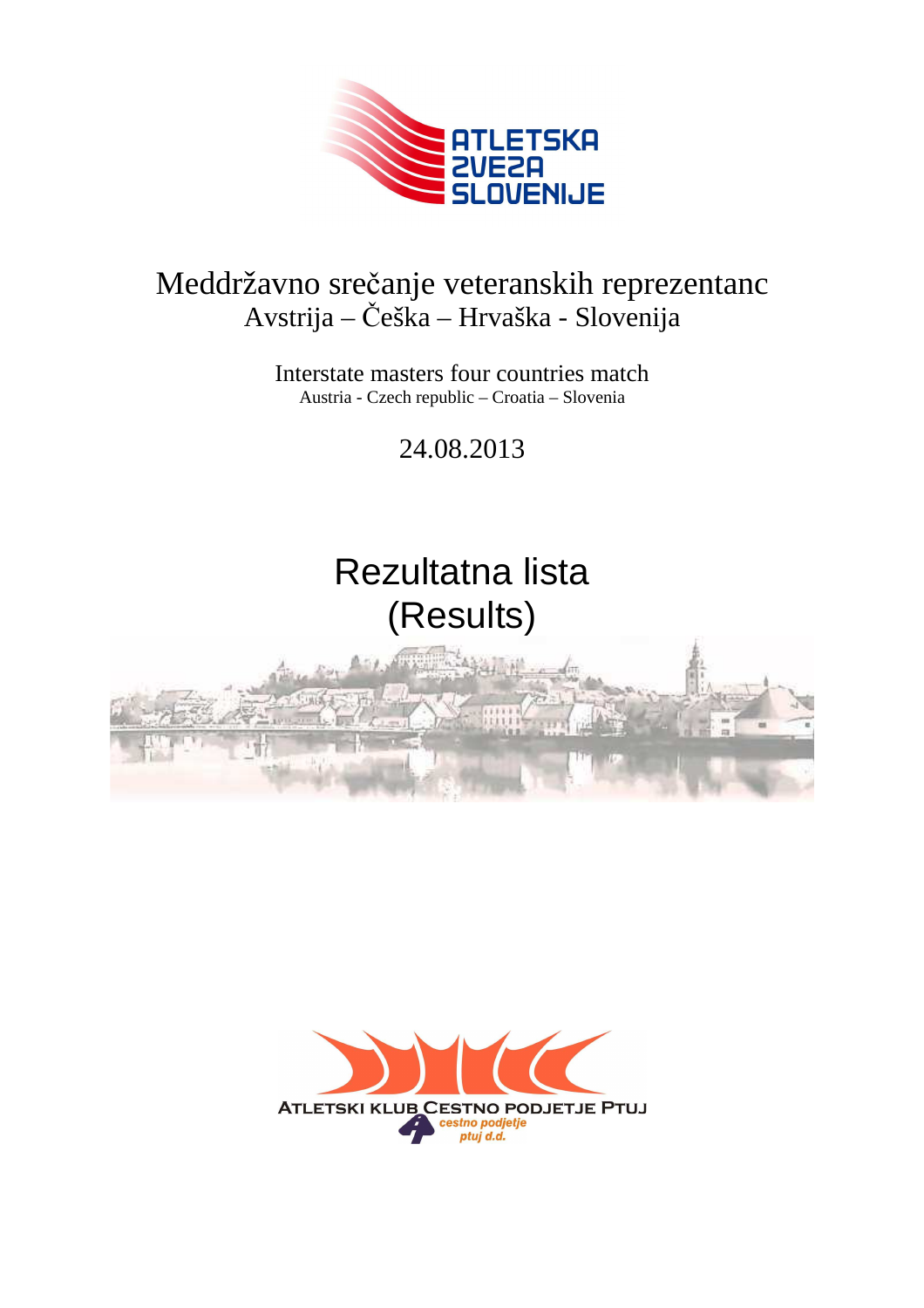ATLETSKA ZVEZA SLOVENIJE

# Meddržavno srečanje veteranskih reprezentanc
## Avstrija – Češka – Hrvaška - Slovenija

Interstate masters four countries match
Austria - Czech republic – Croatia – Slovenia

24.08.2013

# Rezultatna lista
# (Results)

ATLETSKI KLUB CESTNO PODJETJE PTUJ
cestno podjetje ptuj d.d.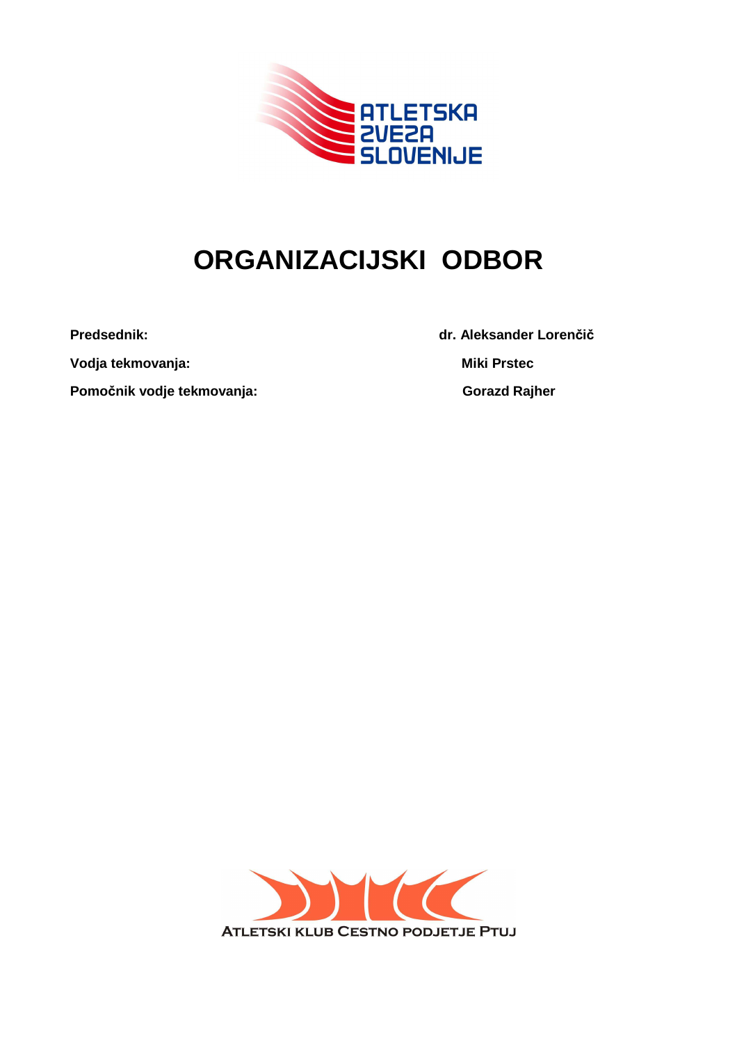# ORGANIZACIJSKI ODBOR

| | |
|---|---|
| **Predsednik:** | **dr. Aleksander Lorenčič** |
| **Vodja tekmovanja:** | **Miki Prstec** |
| **Pomočnik vodje tekmovanja:** | **Gorazd Rajher** |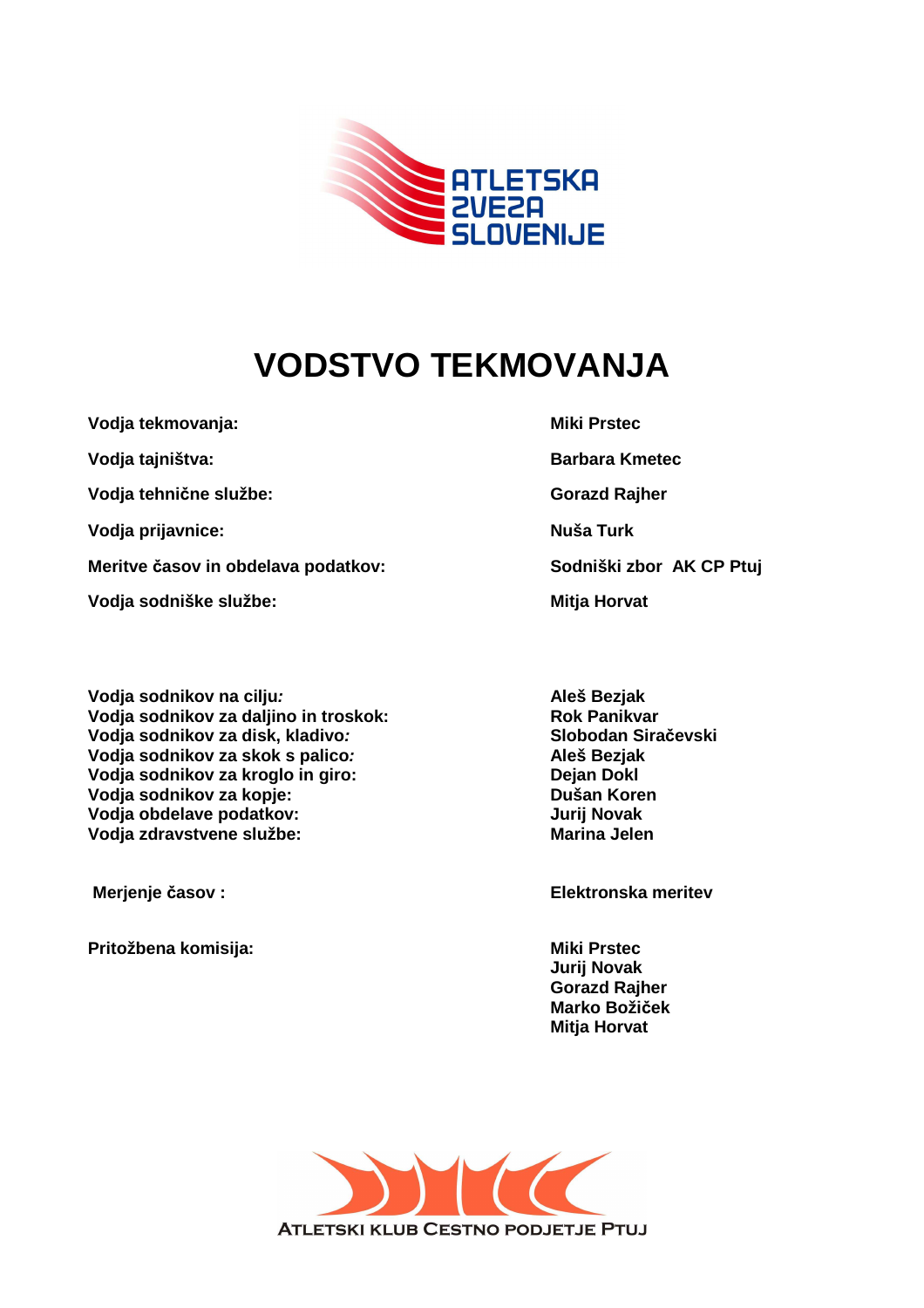ATLETSKA ZVEZA SLOVENIJE

# VODSTVO TEKMOVANJA

| | |
|---|---|
| **Vodja tekmovanja:** | **Miki Prstec** |
| **Vodja tajništva:** | **Barbara Kmetec** |
| **Vodja tehnične službe:** | **Gorazd Rajher** |
| **Vodja prijavnice:** | **Nuša Turk** |
| **Meritve časov in obdelava podatkov:** | **Sodniški zbor AK CP Ptuj** |
| **Vodja sodniške službe:** | **Mitja Horvat** |

| | |
|---|---|
| **Vodja sodnikov na cilju:** | **Aleš Bezjak** |
| **Vodja sodnikov za daljino in troskok:** | **Rok Panikvar** |
| **Vodja sodnikov za disk, kladivo:** | **Slobodan Siračevski** |
| **Vodja sodnikov za skok s palico:** | **Aleš Bezjak** |
| **Vodja sodnikov za kroglo in giro:** | **Dejan Dokl** |
| **Vodja sodnikov za kopje:** | **Dušan Koren** |
| **Vodja obdelave podatkov:** | **Jurij Novak** |
| **Vodja zdravstvene službe:** | **Marina Jelen** |

| | |
|---|---|
| **Merjenje časov :** | **Elektronska meritev** |

**Pritožbena komisija:**

**Miki Prstec**
**Jurij Novak**
**Gorazd Rajher**
**Marko Božiček**
**Mitja Horvat**

ATLETSKI KLUB CESTNO PODJETJE PTUJ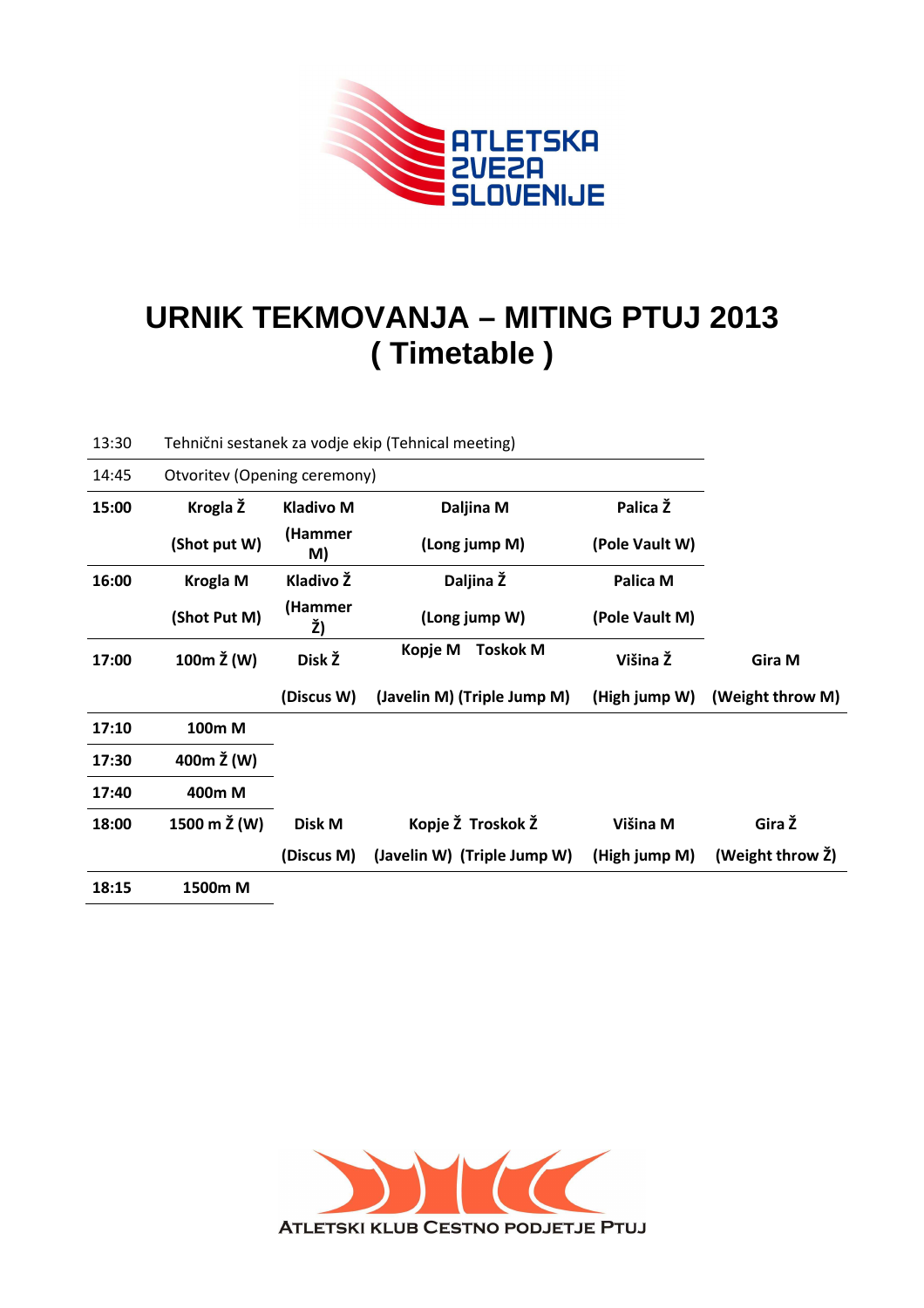# URNIK TEKMOVANJA – MITING PTUJ 2013
## ( Timetable )

| | | | | | |
|---|---|---|---|---|---|
| 13:30 | Tehnični sestanek za vodje ekip (Tehnical meeting) | | | | |
| 14:45 | Otvoritev (Opening ceremony) | | | | |
| **15:00** | **Krogla Ž** | **Kladivo M** | **Daljina M** | **Palica Ž** | |
| | **(Shot put W)** | **(Hammer M)** | **(Long jump M)** | **(Pole Vault W)** | |
| **16:00** | **Krogla M** | **Kladivo Ž** | **Daljina Ž** | **Palica M** | |
| | **(Shot Put M)** | **(Hammer Ž)** | **(Long jump W)** | **(Pole Vault M)** | |
| **17:00** | **100m Ž (W)** | **Disk Ž** | **Kopje M Toskok M** | **Višina Ž** | **Gira M** |
| | | **(Discus W)** | **(Javelin M) (Triple Jump M)** | **(High jump W)** | **(Weight throw M)** |
| **17:10** | **100m M** | | | | |
| **17:30** | **400m Ž (W)** | | | | |
| **17:40** | **400m M** | | | | |
| **18:00** | **1500 m Ž (W)** | **Disk M** | **Kopje Ž Troskok Ž** | **Višina M** | **Gira Ž** |
| | | **(Discus M)** | **(Javelin W) (Triple Jump W)** | **(High jump M)** | **(Weight throw Ž)** |
| **18:15** | **1500m M** | | | | |

ATLETSKI KLUB CESTNO PODJETJE PTUJ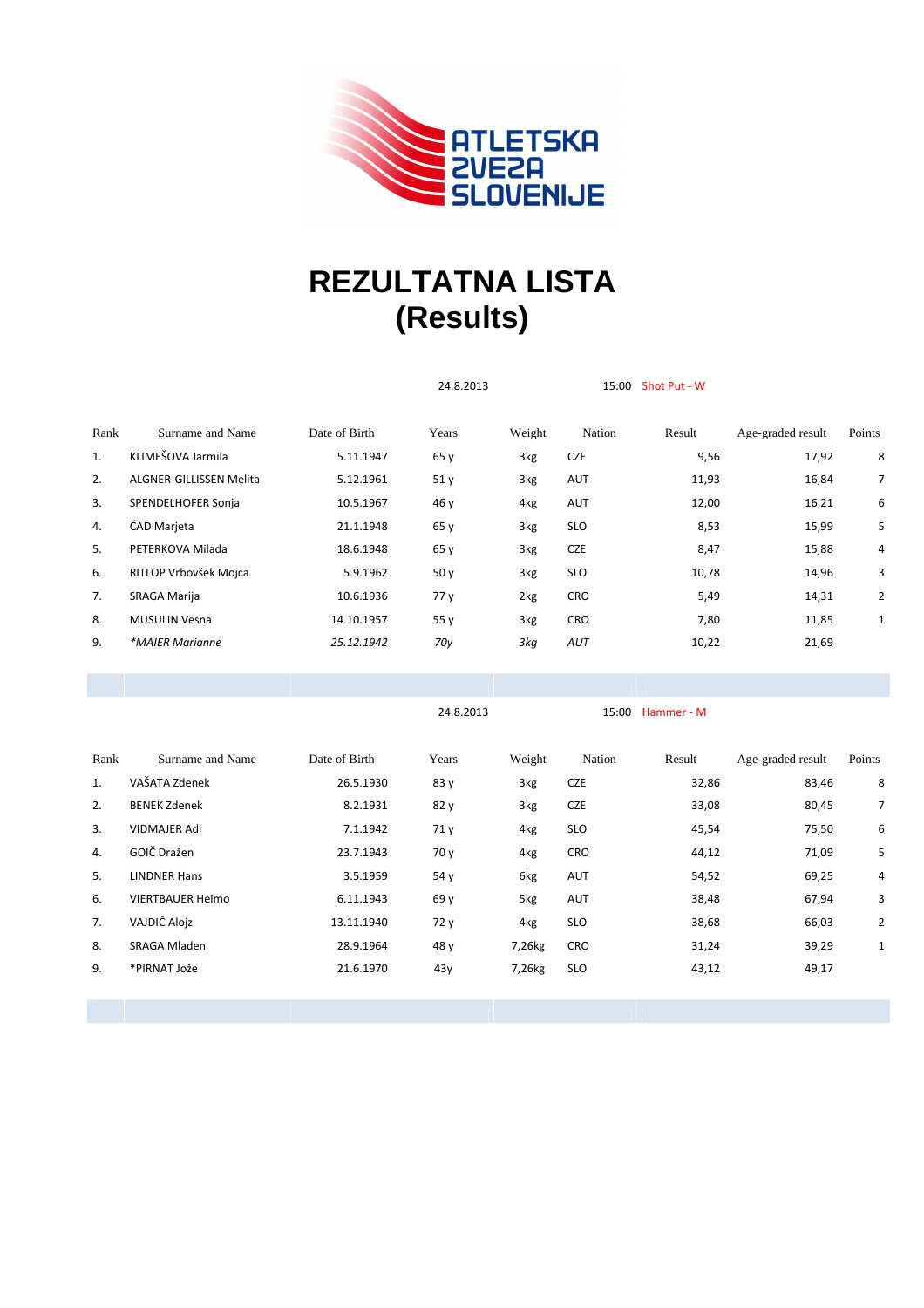ATLETSKA ZVEZA SLOVENIJE

# REZULTATNA LISTA
# (Results)

24.8.2013 15:00 Shot Put - W

| Rank | Surname and Name | Date of Birth | Years | Weight | Nation | Result | Age-graded result | Points |
|---|---|---|---|---|---|---|---|---|
| 1. | KLIMEŠOVA Jarmila | 5.11.1947 | 65 y | 3kg | CZE | 9,56 | 17,92 | 8 |
| 2. | ALGNER-GILLISSEN Melita | 5.12.1961 | 51 y | 3kg | AUT | 11,93 | 16,84 | 7 |
| 3. | SPENDELHOFER Sonja | 10.5.1967 | 46 y | 4kg | AUT | 12,00 | 16,21 | 6 |
| 4. | ČAD Marjeta | 21.1.1948 | 65 y | 3kg | SLO | 8,53 | 15,99 | 5 |
| 5. | PETERKOVA Milada | 18.6.1948 | 65 y | 3kg | CZE | 8,47 | 15,88 | 4 |
| 6. | RITLOP Vrbovšek Mojca | 5.9.1962 | 50 y | 3kg | SLO | 10,78 | 14,96 | 3 |
| 7. | SRAGA Marija | 10.6.1936 | 77 y | 2kg | CRO | 5,49 | 14,31 | 2 |
| 8. | MUSULIN Vesna | 14.10.1957 | 55 y | 3kg | CRO | 7,80 | 11,85 | 1 |
| 9. | *\*MAIER Marianne* | *25.12.1942* | *70y* | *3kg* | *AUT* | 10,22 | 21,69 | |

24.8.2013 15:00 Hammer - M

| Rank | Surname and Name | Date of Birth | Years | Weight | Nation | Result | Age-graded result | Points |
|---|---|---|---|---|---|---|---|---|
| 1. | VAŠATA Zdenek | 26.5.1930 | 83 y | 3kg | CZE | 32,86 | 83,46 | 8 |
| 2. | BENEK Zdenek | 8.2.1931 | 82 y | 3kg | CZE | 33,08 | 80,45 | 7 |
| 3. | VIDMAJER Adi | 7.1.1942 | 71 y | 4kg | SLO | 45,54 | 75,50 | 6 |
| 4. | GOIČ Dražen | 23.7.1943 | 70 y | 4kg | CRO | 44,12 | 71,09 | 5 |
| 5. | LINDNER Hans | 3.5.1959 | 54 y | 6kg | AUT | 54,52 | 69,25 | 4 |
| 6. | VIERTBAUER Heimo | 6.11.1943 | 69 y | 5kg | AUT | 38,48 | 67,94 | 3 |
| 7. | VAJDIČ Alojz | 13.11.1940 | 72 y | 4kg | SLO | 38,68 | 66,03 | 2 |
| 8. | SRAGA Mladen | 28.9.1964 | 48 y | 7,26kg | CRO | 31,24 | 39,29 | 1 |
| 9. | *PIRNAT Jože | 21.6.1970 | 43y | 7,26kg | SLO | 43,12 | 49,17 | |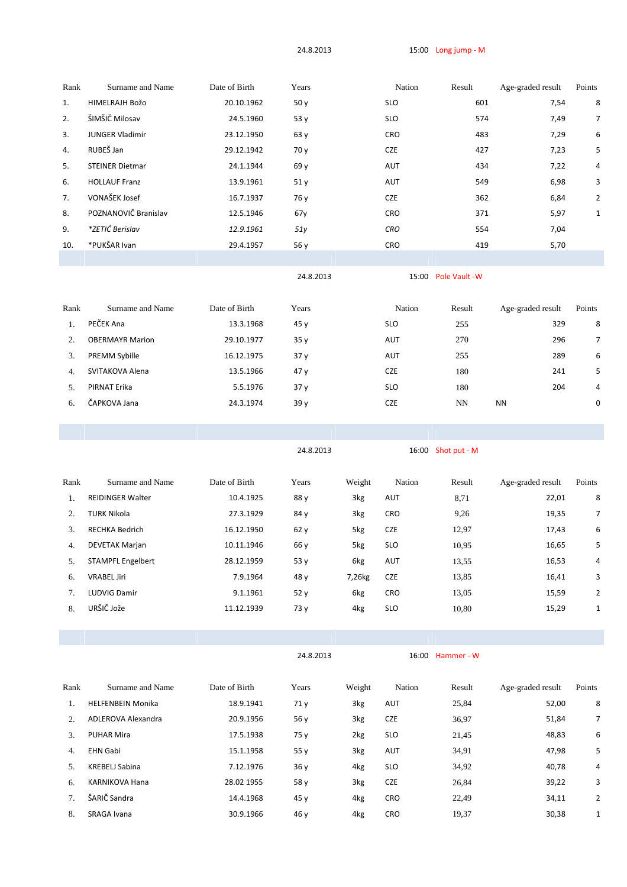24.8.2013 15:00 Long jump - M

| Rank | Surname and Name | Date of Birth | Years | Nation | Result | Age-graded result | Points |
|---|---|---|---|---|---|---|---|
| 1. | HIMELRAJH Božo | 20.10.1962 | 50 y | SLO | 601 | 7,54 | 8 |
| 2. | ŠIMŠIČ Milosav | 24.5.1960 | 53 y | SLO | 574 | 7,49 | 7 |
| 3. | JUNGER Vladimir | 23.12.1950 | 63 y | CRO | 483 | 7,29 | 6 |
| 4. | RUBEŠ Jan | 29.12.1942 | 70 y | CZE | 427 | 7,23 | 5 |
| 5. | STEINER Dietmar | 24.1.1944 | 69 y | AUT | 434 | 7,22 | 4 |
| 6. | HOLLAUF Franz | 13.9.1961 | 51 y | AUT | 549 | 6,98 | 3 |
| 7. | VONAŠEK Josef | 16.7.1937 | 76 y | CZE | 362 | 6,84 | 2 |
| 8. | POZNANOVIČ Branislav | 12.5.1946 | 67y | CRO | 371 | 5,97 | 1 |
| 9. | *\*ZETIĆ Berislav* | *12.9.1961* | *51y* | *CRO* | 554 | 7,04 | |
| 10. | *PUKŠAR Ivan | 29.4.1957 | 56 y | CRO | 419 | 5,70 | |

24.8.2013 15:00 Pole Vault -W

| Rank | Surname and Name | Date of Birth | Years | Nation | Result | Age-graded result | Points |
|---|---|---|---|---|---|---|---|
| 1. | PEČEK Ana | 13.3.1968 | 45 y | SLO | 255 | 329 | 8 |
| 2. | OBERMAYR Marion | 29.10.1977 | 35 y | AUT | 270 | 296 | 7 |
| 3. | PREMM Sybille | 16.12.1975 | 37 y | AUT | 255 | 289 | 6 |
| 4. | SVITAKOVA Alena | 13.5.1966 | 47 y | CZE | 180 | 241 | 5 |
| 5. | PIRNAT Erika | 5.5.1976 | 37 y | SLO | 180 | 204 | 4 |
| 6. | ČAPKOVA Jana | 24.3.1974 | 39 y | CZE | NN | NN | 0 |

24.8.2013 16:00 Shot put - M

| Rank | Surname and Name | Date of Birth | Years | Weight | Nation | Result | Age-graded result | Points |
|---|---|---|---|---|---|---|---|---|
| 1. | REIDINGER Walter | 10.4.1925 | 88 y | 3kg | AUT | 8,71 | 22,01 | 8 |
| 2. | TURK Nikola | 27.3.1929 | 84 y | 3kg | CRO | 9,26 | 19,35 | 7 |
| 3. | RECHKA Bedrich | 16.12.1950 | 62 y | 5kg | CZE | 12,97 | 17,43 | 6 |
| 4. | DEVETAK Marjan | 10.11.1946 | 66 y | 5kg | SLO | 10,95 | 16,65 | 5 |
| 5. | STAMPFL Engelbert | 28.12.1959 | 53 y | 6kg | AUT | 13,55 | 16,53 | 4 |
| 6. | VRABEL Jiri | 7.9.1964 | 48 y | 7,26kg | CZE | 13,85 | 16,41 | 3 |
| 7. | LUDVIG Damir | 9.1.1961 | 52 y | 6kg | CRO | 13,05 | 15,59 | 2 |
| 8. | URŠIČ Jože | 11.12.1939 | 73 y | 4kg | SLO | 10,80 | 15,29 | 1 |

24.8.2013 16:00 Hammer - W

| Rank | Surname and Name | Date of Birth | Years | Weight | Nation | Result | Age-graded result | Points |
|---|---|---|---|---|---|---|---|---|
| 1. | HELFENBEIN Monika | 18.9.1941 | 71 y | 3kg | AUT | 25,84 | 52,00 | 8 |
| 2. | ADLEROVA Alexandra | 20.9.1956 | 56 y | 3kg | CZE | 36,97 | 51,84 | 7 |
| 3. | PUHAR Mira | 17.5.1938 | 75 y | 2kg | SLO | 21,45 | 48,83 | 6 |
| 4. | EHN Gabi | 15.1.1958 | 55 y | 3kg | AUT | 34,91 | 47,98 | 5 |
| 5. | KREBELJ Sabina | 7.12.1976 | 36 y | 4kg | SLO | 34,92 | 40,78 | 4 |
| 6. | KARNIKOVA Hana | 28.02 1955 | 58 y | 3kg | CZE | 26,84 | 39,22 | 3 |
| 7. | ŠARIČ Sandra | 14.4.1968 | 45 y | 4kg | CRO | 22,49 | 34,11 | 2 |
| 8. | SRAGA Ivana | 30.9.1966 | 46 y | 4kg | CRO | 19,37 | 30,38 | 1 |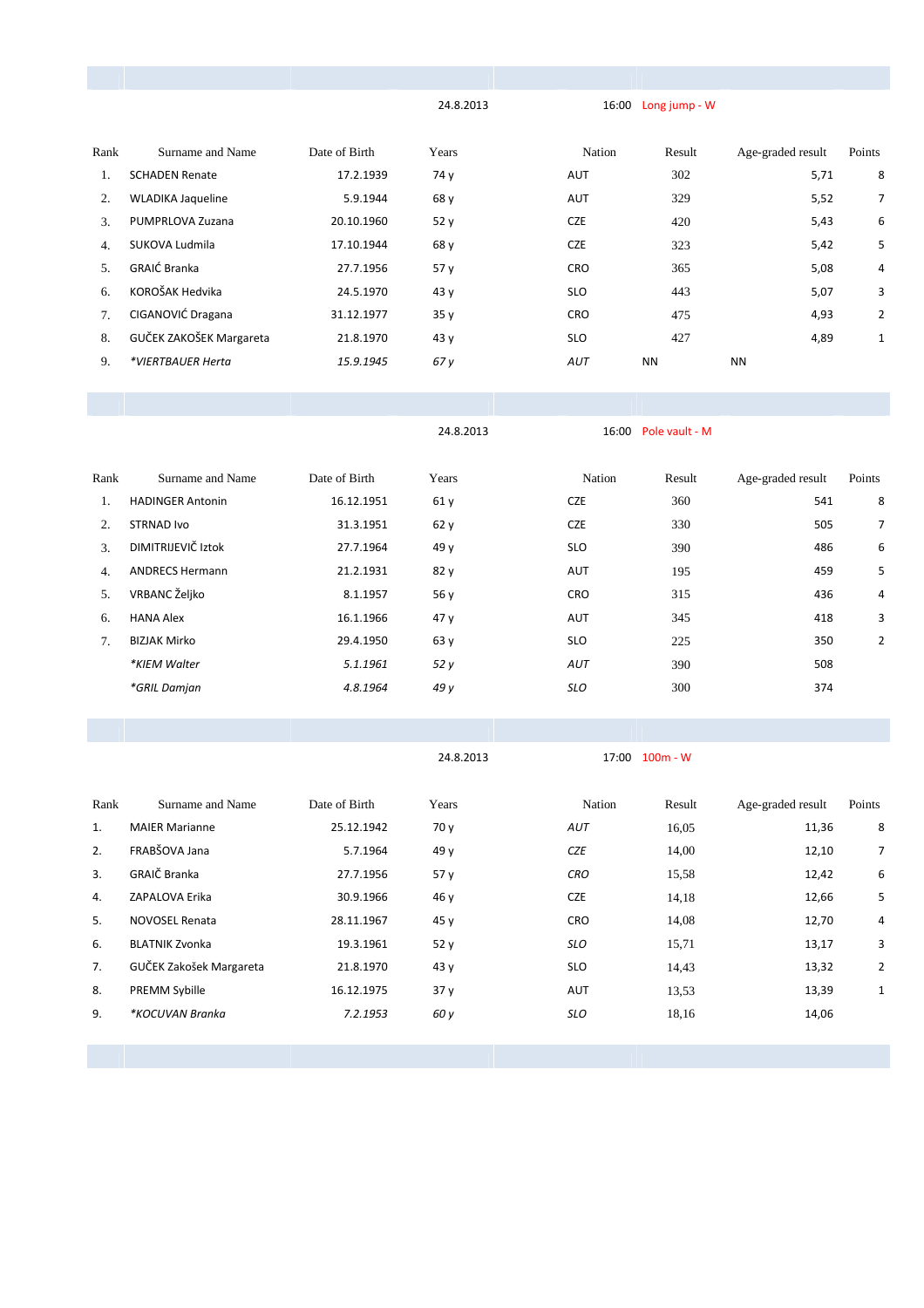24.8.2013 16:00 Long jump - W

| Rank | Surname and Name | Date of Birth | Years | Nation | Result | Age-graded result | Points |
|---|---|---|---|---|---|---|---|
| 1. | SCHADEN Renate | 17.2.1939 | 74 y | AUT | 302 | 5,71 | 8 |
| 2. | WLADIKA Jaqueline | 5.9.1944 | 68 y | AUT | 329 | 5,52 | 7 |
| 3. | PUMPRLOVA Zuzana | 20.10.1960 | 52 y | CZE | 420 | 5,43 | 6 |
| 4. | SUKOVA Ludmila | 17.10.1944 | 68 y | CZE | 323 | 5,42 | 5 |
| 5. | GRAIĆ Branka | 27.7.1956 | 57 y | CRO | 365 | 5,08 | 4 |
| 6. | KOROŠAK Hedvika | 24.5.1970 | 43 y | SLO | 443 | 5,07 | 3 |
| 7. | CIGANOVIĆ Dragana | 31.12.1977 | 35 y | CRO | 475 | 4,93 | 2 |
| 8. | GUČEK ZAKOŠEK Margareta | 21.8.1970 | 43 y | SLO | 427 | 4,89 | 1 |
| 9. | *\*VIERTBAUER Herta* | *15.9.1945* | *67 y* | *AUT* | NN | NN | |

24.8.2013 16:00 Pole vault - M

| Rank | Surname and Name | Date of Birth | Years | Nation | Result | Age-graded result | Points |
|---|---|---|---|---|---|---|---|
| 1. | HADINGER Antonin | 16.12.1951 | 61 y | CZE | 360 | 541 | 8 |
| 2. | STRNAD Ivo | 31.3.1951 | 62 y | CZE | 330 | 505 | 7 |
| 3. | DIMITRIJEVIČ Iztok | 27.7.1964 | 49 y | SLO | 390 | 486 | 6 |
| 4. | ANDRECS Hermann | 21.2.1931 | 82 y | AUT | 195 | 459 | 5 |
| 5. | VRBANC Željko | 8.1.1957 | 56 y | CRO | 315 | 436 | 4 |
| 6. | HANA Alex | 16.1.1966 | 47 y | AUT | 345 | 418 | 3 |
| 7. | BIZJAK Mirko | 29.4.1950 | 63 y | SLO | 225 | 350 | 2 |
| | *\*KIEM Walter* | *5.1.1961* | *52 y* | *AUT* | 390 | 508 | |
| | *\*GRIL Damjan* | *4.8.1964* | *49 y* | *SLO* | 300 | 374 | |

24.8.2013 17:00 100m - W

| Rank | Surname and Name | Date of Birth | Years | Nation | Result | Age-graded result | Points |
|---|---|---|---|---|---|---|---|
| 1. | MAIER Marianne | 25.12.1942 | 70 y | *AUT* | 16,05 | 11,36 | 8 |
| 2. | FRABŠOVA Jana | 5.7.1964 | 49 y | *CZE* | 14,00 | 12,10 | 7 |
| 3. | GRAIČ Branka | 27.7.1956 | 57 y | *CRO* | 15,58 | 12,42 | 6 |
| 4. | ZAPALOVA Erika | 30.9.1966 | 46 y | CZE | 14,18 | 12,66 | 5 |
| 5. | NOVOSEL Renata | 28.11.1967 | 45 y | CRO | 14,08 | 12,70 | 4 |
| 6. | BLATNIK Zvonka | 19.3.1961 | 52 y | *SLO* | 15,71 | 13,17 | 3 |
| 7. | GUČEK Zakošek Margareta | 21.8.1970 | 43 y | SLO | 14,43 | 13,32 | 2 |
| 8. | PREMM Sybille | 16.12.1975 | 37 y | AUT | 13,53 | 13,39 | 1 |
| 9. | *\*KOCUVAN Branka* | *7.2.1953* | *60 y* | *SLO* | 18,16 | 14,06 | |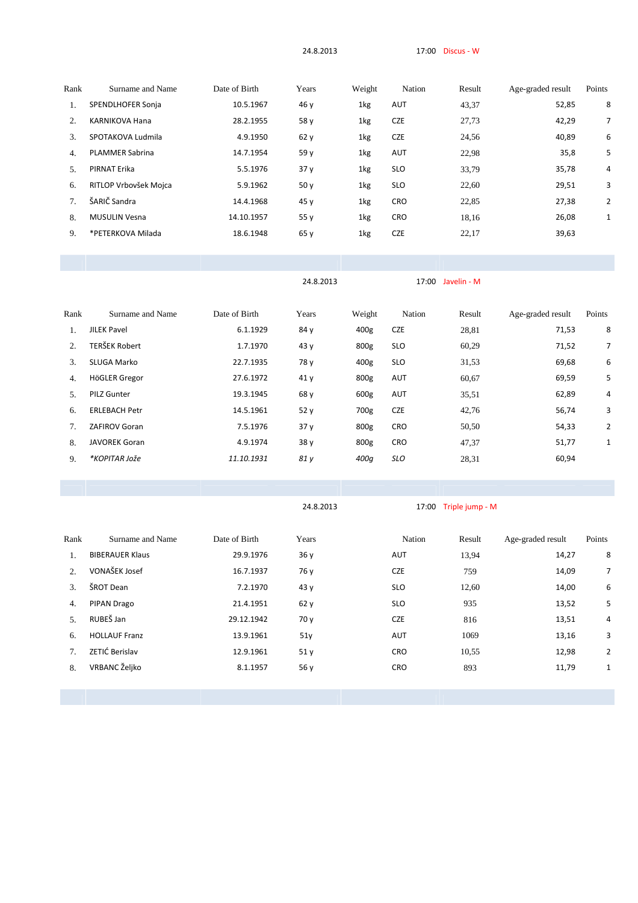24.8.2013 17:00 Discus - W

| Rank | Surname and Name | Date of Birth | Years | Weight | Nation | Result | Age-graded result | Points |
|---|---|---|---|---|---|---|---|---|
| 1. | SPENDLHOFER Sonja | 10.5.1967 | 46 y | 1kg | AUT | 43,37 | 52,85 | 8 |
| 2. | KARNIKOVA Hana | 28.2.1955 | 58 y | 1kg | CZE | 27,73 | 42,29 | 7 |
| 3. | SPOTAKOVA Ludmila | 4.9.1950 | 62 y | 1kg | CZE | 24,56 | 40,89 | 6 |
| 4. | PLAMMER Sabrina | 14.7.1954 | 59 y | 1kg | AUT | 22,98 | 35,8 | 5 |
| 5. | PIRNAT Erika | 5.5.1976 | 37 y | 1kg | SLO | 33,79 | 35,78 | 4 |
| 6. | RITLOP Vrbovšek Mojca | 5.9.1962 | 50 y | 1kg | SLO | 22,60 | 29,51 | 3 |
| 7. | ŠARIČ Sandra | 14.4.1968 | 45 y | 1kg | CRO | 22,85 | 27,38 | 2 |
| 8. | MUSULIN Vesna | 14.10.1957 | 55 y | 1kg | CRO | 18,16 | 26,08 | 1 |
| 9. | *PETERKOVA Milada | 18.6.1948 | 65 y | 1kg | CZE | 22,17 | 39,63 | |

24.8.2013 17:00 Javelin - M

| Rank | Surname and Name | Date of Birth | Years | Weight | Nation | Result | Age-graded result | Points |
|---|---|---|---|---|---|---|---|---|
| 1. | JILEK Pavel | 6.1.1929 | 84 y | 400g | CZE | 28,81 | 71,53 | 8 |
| 2. | TERŠEK Robert | 1.7.1970 | 43 y | 800g | SLO | 60,29 | 71,52 | 7 |
| 3. | SLUGA Marko | 22.7.1935 | 78 y | 400g | SLO | 31,53 | 69,68 | 6 |
| 4. | HöGLER Gregor | 27.6.1972 | 41 y | 800g | AUT | 60,67 | 69,59 | 5 |
| 5. | PILZ Gunter | 19.3.1945 | 68 y | 600g | AUT | 35,51 | 62,89 | 4 |
| 6. | ERLEBACH Petr | 14.5.1961 | 52 y | 700g | CZE | 42,76 | 56,74 | 3 |
| 7. | ZAFIROV Goran | 7.5.1976 | 37 y | 800g | CRO | 50,50 | 54,33 | 2 |
| 8. | JAVOREK Goran | 4.9.1974 | 38 y | 800g | CRO | 47,37 | 51,77 | 1 |
| 9. | *KOPITAR Jože* | *11.10.1931* | *81 y* | *400g* | *SLO* | 28,31 | 60,94 | |

24.8.2013 17:00 Triple jump - M

| Rank | Surname and Name | Date of Birth | Years | Nation | Result | Age-graded result | Points |
|---|---|---|---|---|---|---|---|
| 1. | BIBERAUER Klaus | 29.9.1976 | 36 y | AUT | 13,94 | 14,27 | 8 |
| 2. | VONAŠEK Josef | 16.7.1937 | 76 y | CZE | 759 | 14,09 | 7 |
| 3. | ŠROT Dean | 7.2.1970 | 43 y | SLO | 12,60 | 14,00 | 6 |
| 4. | PIPAN Drago | 21.4.1951 | 62 y | SLO | 935 | 13,52 | 5 |
| 5. | RUBEŠ Jan | 29.12.1942 | 70 y | CZE | 816 | 13,51 | 4 |
| 6. | HOLLAUF Franz | 13.9.1961 | 51y | AUT | 1069 | 13,16 | 3 |
| 7. | ZETIĆ Berislav | 12.9.1961 | 51 y | CRO | 10,55 | 12,98 | 2 |
| 8. | VRBANC Željko | 8.1.1957 | 56 y | CRO | 893 | 11,79 | 1 |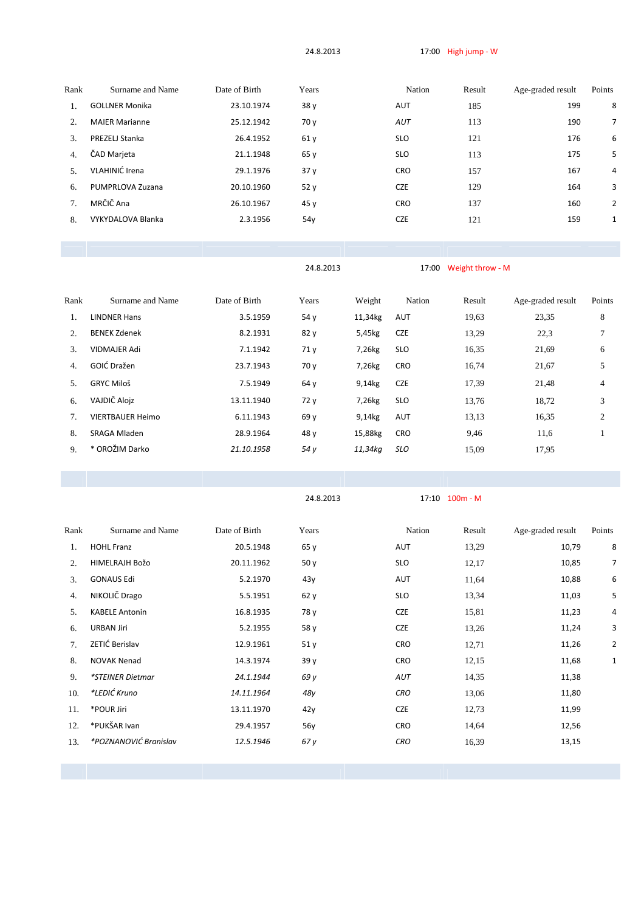24.8.2013 17:00 High jump - W

| Rank | Surname and Name | Date of Birth | Years | Nation | Result | Age-graded result | Points |
|---|---|---|---|---|---|---|---|
| 1. | GOLLNER Monika | 23.10.1974 | 38 y | AUT | 185 | 199 | 8 |
| 2. | MAIER Marianne | 25.12.1942 | 70 y | *AUT* | 113 | 190 | 7 |
| 3. | PREZELJ Stanka | 26.4.1952 | 61 y | SLO | 121 | 176 | 6 |
| 4. | ČAD Marjeta | 21.1.1948 | 65 y | SLO | 113 | 175 | 5 |
| 5. | VLAHINIĆ Irena | 29.1.1976 | 37 y | CRO | 157 | 167 | 4 |
| 6. | PUMPRLOVA Zuzana | 20.10.1960 | 52 y | CZE | 129 | 164 | 3 |
| 7. | MRČIČ Ana | 26.10.1967 | 45 y | CRO | 137 | 160 | 2 |
| 8. | VYKYDALOVA Blanka | 2.3.1956 | 54y | CZE | 121 | 159 | 1 |

24.8.2013 17:00 Weight throw - M

| Rank | Surname and Name | Date of Birth | Years | Weight | Nation | Result | Age-graded result | Points |
|---|---|---|---|---|---|---|---|---|
| 1. | LINDNER Hans | 3.5.1959 | 54 y | 11,34kg | AUT | 19,63 | 23,35 | 8 |
| 2. | BENEK Zdenek | 8.2.1931 | 82 y | 5,45kg | CZE | 13,29 | 22,3 | 7 |
| 3. | VIDMAJER Adi | 7.1.1942 | 71 y | 7,26kg | SLO | 16,35 | 21,69 | 6 |
| 4. | GOIĆ Dražen | 23.7.1943 | 70 y | 7,26kg | CRO | 16,74 | 21,67 | 5 |
| 5. | GRYC Miloš | 7.5.1949 | 64 y | 9,14kg | CZE | 17,39 | 21,48 | 4 |
| 6. | VAJDIČ Alojz | 13.11.1940 | 72 y | 7,26kg | SLO | 13,76 | 18,72 | 3 |
| 7. | VIERTBAUER Heimo | 6.11.1943 | 69 y | 9,14kg | AUT | 13,13 | 16,35 | 2 |
| 8. | SRAGA Mladen | 28.9.1964 | 48 y | 15,88kg | CRO | 9,46 | 11,6 | 1 |
| 9. | * OROŽIM Darko | *21.10.1958* | *54 y* | *11,34kg* | *SLO* | 15,09 | 17,95 | |

24.8.2013 17:10 100m - M

| Rank | Surname and Name | Date of Birth | Years | Nation | Result | Age-graded result | Points |
|---|---|---|---|---|---|---|---|
| 1. | HOHL Franz | 20.5.1948 | 65 y | AUT | 13,29 | 10,79 | 8 |
| 2. | HIMELRAJH Božo | 20.11.1962 | 50 y | SLO | 12,17 | 10,85 | 7 |
| 3. | GONAUS Edi | 5.2.1970 | 43y | AUT | 11,64 | 10,88 | 6 |
| 4. | NIKOLIČ Drago | 5.5.1951 | 62 y | SLO | 13,34 | 11,03 | 5 |
| 5. | KABELE Antonin | 16.8.1935 | 78 y | CZE | 15,81 | 11,23 | 4 |
| 6. | URBAN Jiri | 5.2.1955 | 58 y | CZE | 13,26 | 11,24 | 3 |
| 7. | ZETIĆ Berislav | 12.9.1961 | 51 y | CRO | 12,71 | 11,26 | 2 |
| 8. | NOVAK Nenad | 14.3.1974 | 39 y | CRO | 12,15 | 11,68 | 1 |
| 9. | *\*STEINER Dietmar* | *24.1.1944* | *69 y* | *AUT* | 14,35 | 11,38 | |
| 10. | *\*LEDIĆ Kruno* | *14.11.1964* | *48y* | *CRO* | 13,06 | 11,80 | |
| 11. | *POUR Jiri | 13.11.1970 | 42y | CZE | 12,73 | 11,99 | |
| 12. | *PUKŠAR Ivan | 29.4.1957 | 56y | CRO | 14,64 | 12,56 | |
| 13. | *\*POZNANOVIĆ Branislav* | *12.5.1946* | *67 y* | *CRO* | 16,39 | 13,15 | |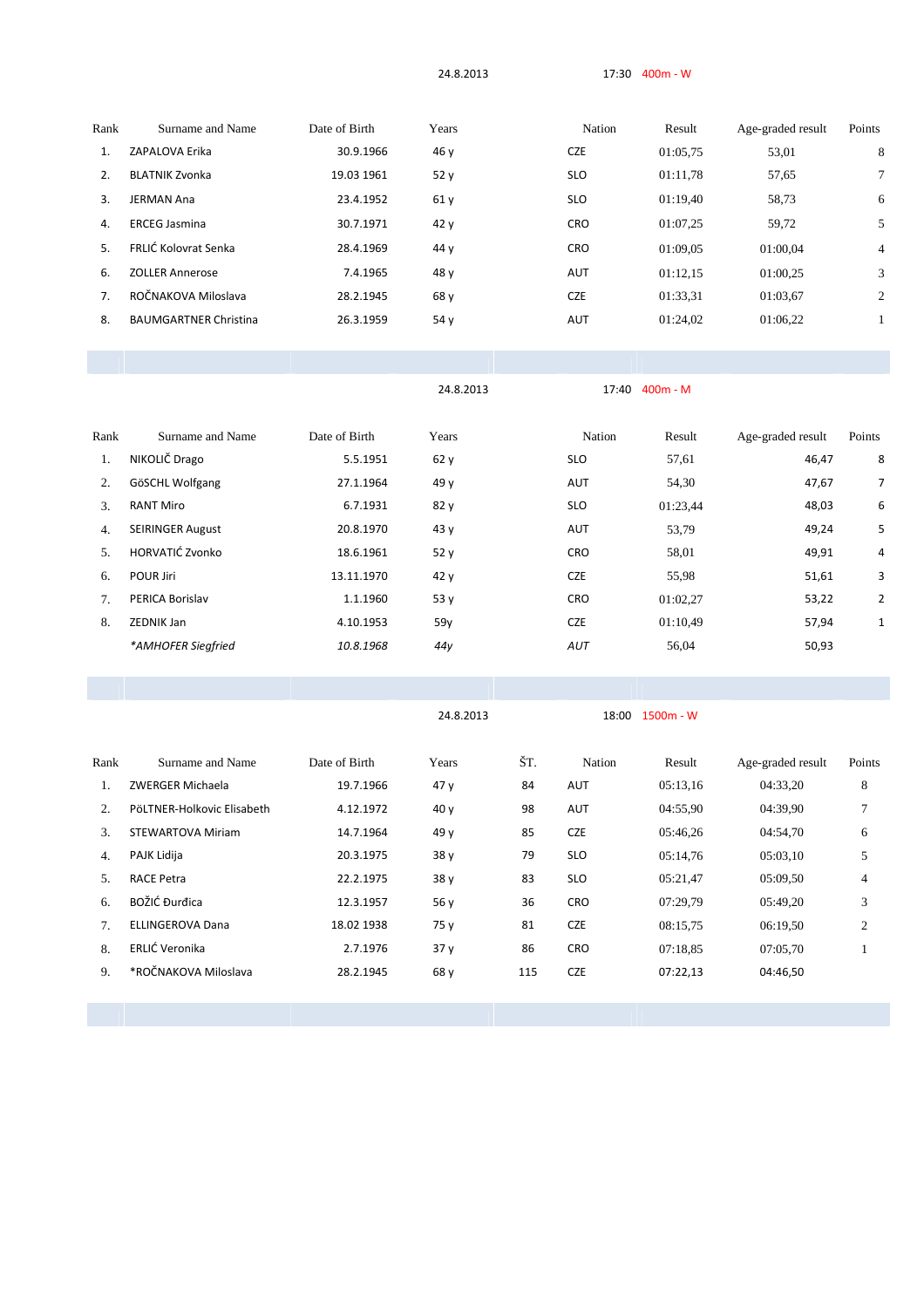24.8.2013 17:30 400m - W

| Rank | Surname and Name | Date of Birth | Years | Nation | Result | Age-graded result | Points |
|---|---|---|---|---|---|---|---|
| 1. | ZAPALOVA Erika | 30.9.1966 | 46 y | CZE | 01:05,75 | 53,01 | 8 |
| 2. | BLATNIK Zvonka | 19.03 1961 | 52 y | SLO | 01:11,78 | 57,65 | 7 |
| 3. | JERMAN Ana | 23.4.1952 | 61 y | SLO | 01:19,40 | 58,73 | 6 |
| 4. | ERCEG Jasmina | 30.7.1971 | 42 y | CRO | 01:07,25 | 59,72 | 5 |
| 5. | FRLIĆ Kolovrat Senka | 28.4.1969 | 44 y | CRO | 01:09,05 | 01:00,04 | 4 |
| 6. | ZOLLER Annerose | 7.4.1965 | 48 y | AUT | 01:12,15 | 01:00,25 | 3 |
| 7. | ROČNAKOVA Miloslava | 28.2.1945 | 68 y | CZE | 01:33,31 | 01:03,67 | 2 |
| 8. | BAUMGARTNER Christina | 26.3.1959 | 54 y | AUT | 01:24,02 | 01:06,22 | 1 |

24.8.2013 17:40 400m - M

| Rank | Surname and Name | Date of Birth | Years | Nation | Result | Age-graded result | Points |
|---|---|---|---|---|---|---|---|
| 1. | NIKOLIČ Drago | 5.5.1951 | 62 y | SLO | 57,61 | 46,47 | 8 |
| 2. | GöSCHL Wolfgang | 27.1.1964 | 49 y | AUT | 54,30 | 47,67 | 7 |
| 3. | RANT Miro | 6.7.1931 | 82 y | SLO | 01:23,44 | 48,03 | 6 |
| 4. | SEIRINGER August | 20.8.1970 | 43 y | AUT | 53,79 | 49,24 | 5 |
| 5. | HORVATIĆ Zvonko | 18.6.1961 | 52 y | CRO | 58,01 | 49,91 | 4 |
| 6. | POUR Jiri | 13.11.1970 | 42 y | CZE | 55,98 | 51,61 | 3 |
| 7. | PERICA Borislav | 1.1.1960 | 53 y | CRO | 01:02,27 | 53,22 | 2 |
| 8. | ZEDNIK Jan | 4.10.1953 | 59y | CZE | 01:10,49 | 57,94 | 1 |
| | *\*AMHOFER Siegfried* | *10.8.1968* | *44y* | *AUT* | 56,04 | 50,93 | |

24.8.2013 18:00 1500m - W

| Rank | Surname and Name | Date of Birth | Years | ŠT. | Nation | Result | Age-graded result | Points |
|---|---|---|---|---|---|---|---|---|
| 1. | ZWERGER Michaela | 19.7.1966 | 47 y | 84 | AUT | 05:13,16 | 04:33,20 | 8 |
| 2. | PöLTNER-Holkovic Elisabeth | 4.12.1972 | 40 y | 98 | AUT | 04:55,90 | 04:39,90 | 7 |
| 3. | STEWARTOVA Miriam | 14.7.1964 | 49 y | 85 | CZE | 05:46,26 | 04:54,70 | 6 |
| 4. | PAJK Lidija | 20.3.1975 | 38 y | 79 | SLO | 05:14,76 | 05:03,10 | 5 |
| 5. | RACE Petra | 22.2.1975 | 38 y | 83 | SLO | 05:21,47 | 05:09,50 | 4 |
| 6. | BOŽIĆ Đurđica | 12.3.1957 | 56 y | 36 | CRO | 07:29,79 | 05:49,20 | 3 |
| 7. | ELLINGEROVA Dana | 18.02 1938 | 75 y | 81 | CZE | 08:15,75 | 06:19,50 | 2 |
| 8. | ERLIĆ Veronika | 2.7.1976 | 37 y | 86 | CRO | 07:18,85 | 07:05,70 | 1 |
| 9. | *ROČNAKOVA Miloslava | 28.2.1945 | 68 y | 115 | CZE | 07:22,13 | 04:46,50 | |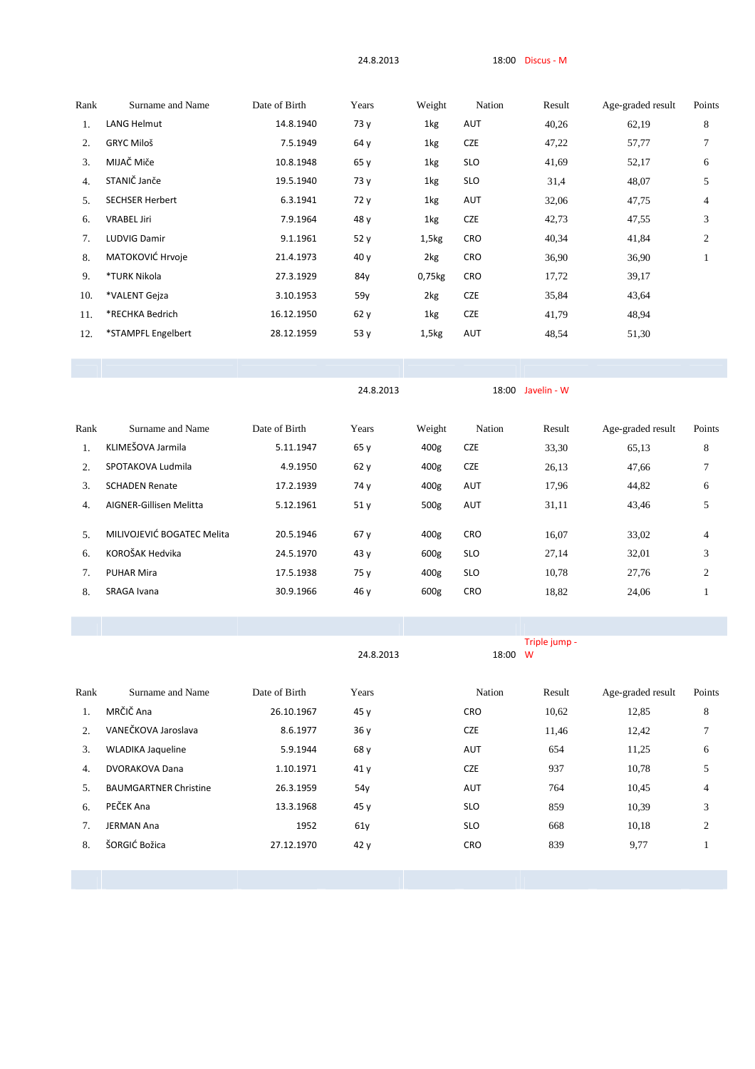24.8.2013 18:00 Discus - M

| Rank | Surname and Name | Date of Birth | Years | Weight | Nation | Result | Age-graded result | Points |
|---|---|---|---|---|---|---|---|---|
| 1. | LANG Helmut | 14.8.1940 | 73 y | 1kg | AUT | 40,26 | 62,19 | 8 |
| 2. | GRYC Miloš | 7.5.1949 | 64 y | 1kg | CZE | 47,22 | 57,77 | 7 |
| 3. | MIJAČ Miče | 10.8.1948 | 65 y | 1kg | SLO | 41,69 | 52,17 | 6 |
| 4. | STANIČ Janče | 19.5.1940 | 73 y | 1kg | SLO | 31,4 | 48,07 | 5 |
| 5. | SECHSER Herbert | 6.3.1941 | 72 y | 1kg | AUT | 32,06 | 47,75 | 4 |
| 6. | VRABEL Jiri | 7.9.1964 | 48 y | 1kg | CZE | 42,73 | 47,55 | 3 |
| 7. | LUDVIG Damir | 9.1.1961 | 52 y | 1,5kg | CRO | 40,34 | 41,84 | 2 |
| 8. | MATOKOVIĆ Hrvoje | 21.4.1973 | 40 y | 2kg | CRO | 36,90 | 36,90 | 1 |
| 9. | *TURK Nikola | 27.3.1929 | 84y | 0,75kg | CRO | 17,72 | 39,17 | |
| 10. | *VALENT Gejza | 3.10.1953 | 59y | 2kg | CZE | 35,84 | 43,64 | |
| 11. | *RECHKA Bedrich | 16.12.1950 | 62 y | 1kg | CZE | 41,79 | 48,94 | |
| 12. | *STAMPFL Engelbert | 28.12.1959 | 53 y | 1,5kg | AUT | 48,54 | 51,30 | |

24.8.2013 18:00 Javelin - W

| Rank | Surname and Name | Date of Birth | Years | Weight | Nation | Result | Age-graded result | Points |
|---|---|---|---|---|---|---|---|---|
| 1. | KLIMEŠOVA Jarmila | 5.11.1947 | 65 y | 400g | CZE | 33,30 | 65,13 | 8 |
| 2. | SPOTAKOVA Ludmila | 4.9.1950 | 62 y | 400g | CZE | 26,13 | 47,66 | 7 |
| 3. | SCHADEN Renate | 17.2.1939 | 74 y | 400g | AUT | 17,96 | 44,82 | 6 |
| 4. | AIGNER-Gillisen Melitta | 5.12.1961 | 51 y | 500g | AUT | 31,11 | 43,46 | 5 |
| 5. | MILIVOJEVIĆ BOGATEC Melita | 20.5.1946 | 67 y | 400g | CRO | 16,07 | 33,02 | 4 |
| 6. | KOROŠAK Hedvika | 24.5.1970 | 43 y | 600g | SLO | 27,14 | 32,01 | 3 |
| 7. | PUHAR Mira | 17.5.1938 | 75 y | 400g | SLO | 10,78 | 27,76 | 2 |
| 8. | SRAGA Ivana | 30.9.1966 | 46 y | 600g | CRO | 18,82 | 24,06 | 1 |

24.8.2013 18:00 Triple jump - W

| Rank | Surname and Name | Date of Birth | Years | Nation | Result | Age-graded result | Points |
|---|---|---|---|---|---|---|---|
| 1. | MRČIČ Ana | 26.10.1967 | 45 y | CRO | 10,62 | 12,85 | 8 |
| 2. | VANEČKOVA Jaroslava | 8.6.1977 | 36 y | CZE | 11,46 | 12,42 | 7 |
| 3. | WLADIKA Jaqueline | 5.9.1944 | 68 y | AUT | 654 | 11,25 | 6 |
| 4. | DVORAKOVA Dana | 1.10.1971 | 41 y | CZE | 937 | 10,78 | 5 |
| 5. | BAUMGARTNER Christine | 26.3.1959 | 54y | AUT | 764 | 10,45 | 4 |
| 6. | PEČEK Ana | 13.3.1968 | 45 y | SLO | 859 | 10,39 | 3 |
| 7. | JERMAN Ana | 1952 | 61y | SLO | 668 | 10,18 | 2 |
| 8. | ŠORGIĆ Božica | 27.12.1970 | 42 y | CRO | 839 | 9,77 | 1 |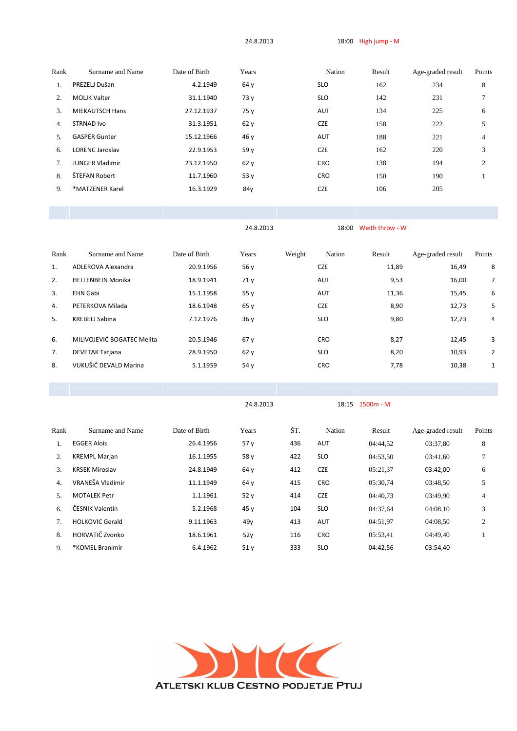24.8.2013 18:00 High jump - M

| Rank | Surname and Name | Date of Birth | Years | Nation | Result | Age-graded result | Points |
|---|---|---|---|---|---|---|---|
| 1. | PREZELJ Dušan | 4.2.1949 | 64 y | SLO | 162 | 234 | 8 |
| 2. | MOLIK Valter | 31.1.1940 | 73 y | SLO | 142 | 231 | 7 |
| 3. | MIEKAUTSCH Hans | 27.12.1937 | 75 y | AUT | 134 | 225 | 6 |
| 4. | STRNAD Ivo | 31.3.1951 | 62 y | CZE | 158 | 222 | 5 |
| 5. | GASPER Gunter | 15.12.1966 | 46 y | AUT | 188 | 221 | 4 |
| 6. | LORENC Jaroslav | 22.9.1953 | 59 y | CZE | 162 | 220 | 3 |
| 7. | JUNGER Vladimir | 23.12.1950 | 62 y | CRO | 138 | 194 | 2 |
| 8. | ŠTEFAN Robert | 11.7.1960 | 53 y | CRO | 150 | 190 | 1 |
| 9. | *MATZENER Karel | 16.3.1929 | 84y | CZE | 106 | 205 | |

24.8.2013 18:00 Weith throw - W

| Rank | Surname and Name | Date of Birth | Years | Weight | Nation | Result | Age-graded result | Points |
|---|---|---|---|---|---|---|---|---|
| 1. | ADLEROVA Alexandra | 20.9.1956 | 56 y | | CZE | 11,89 | 16,49 | 8 |
| 2. | HELFENBEIN Monika | 18.9.1941 | 71 y | | AUT | 9,53 | 16,00 | 7 |
| 3. | EHN Gabi | 15.1.1958 | 55 y | | AUT | 11,36 | 15,45 | 6 |
| 4. | PETERKOVA Milada | 18.6.1948 | 65 y | | CZE | 8,90 | 12,73 | 5 |
| 5. | KREBELJ Sabina | 7.12.1976 | 36 y | | SLO | 9,80 | 12,73 | 4 |
| 6. | MILIVOJEVIĆ BOGATEC Melita | 20.5.1946 | 67 y | | CRO | 8,27 | 12,45 | 3 |
| 7. | DEVETAK Tatjana | 28.9.1950 | 62 y | | SLO | 8,20 | 10,93 | 2 |
| 8. | VUKUŠIČ DEVALD Marina | 5.1.1959 | 54 y | | CRO | 7,78 | 10,38 | 1 |

24.8.2013 18:15 1500m - M

| Rank | Surname and Name | Date of Birth | Years | ŠT. | Nation | Result | Age-graded result | Points |
|---|---|---|---|---|---|---|---|---|
| 1. | EGGER Alois | 26.4.1956 | 57 y | 436 | AUT | 04:44,52 | 03:37,80 | 8 |
| 2. | KREMPL Marjan | 16.1.1955 | 58 y | 422 | SLO | 04:53,50 | 03:41,60 | 7 |
| 3. | KRSEK Miroslav | 24.8.1949 | 64 y | 412 | CZE | 05:21,37 | 03:42,00 | 6 |
| 4. | VRANEŠA Vladimir | 11.1.1949 | 64 y | 415 | CRO | 05:30,74 | 03:48,50 | 5 |
| 5. | MOTALEK Petr | 1.1.1961 | 52 y | 414 | CZE | 04:40,73 | 03:49,90 | 4 |
| 6. | ČESNIK Valentin | 5.2.1968 | 45 y | 104 | SLO | 04:37,64 | 04:08,10 | 3 |
| 7. | HOLKOVIC Gerald | 9.11.1963 | 49y | 413 | AUT | 04:51,97 | 04:08,50 | 2 |
| 8. | HORVATIČ Zvonko | 18.6.1961 | 52y | 116 | CRO | 05:53,41 | 04:49,40 | 1 |
| 9. | *KOMEL Branimir | 6.4.1962 | 51 y | 333 | SLO | 04:42,56 | 03:54,40 | |

ATLETSKI KLUB CESTNO PODJETJE PTUJ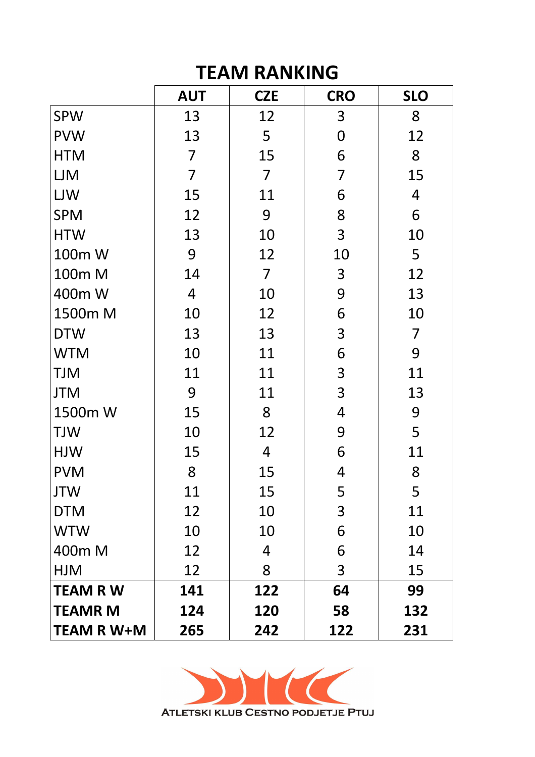# TEAM RANKING

| | AUT | CZE | CRO | SLO |
|---|---|---|---|---|
| SPW | 13 | 12 | 3 | 8 |
| PVW | 13 | 5 | 0 | 12 |
| HTM | 7 | 15 | 6 | 8 |
| LJM | 7 | 7 | 7 | 15 |
| LJW | 15 | 11 | 6 | 4 |
| SPM | 12 | 9 | 8 | 6 |
| HTW | 13 | 10 | 3 | 10 |
| 100m W | 9 | 12 | 10 | 5 |
| 100m M | 14 | 7 | 3 | 12 |
| 400m W | 4 | 10 | 9 | 13 |
| 1500m M | 10 | 12 | 6 | 10 |
| DTW | 13 | 13 | 3 | 7 |
| WTM | 10 | 11 | 6 | 9 |
| TJM | 11 | 11 | 3 | 11 |
| JTM | 9 | 11 | 3 | 13 |
| 1500m W | 15 | 8 | 4 | 9 |
| TJW | 10 | 12 | 9 | 5 |
| HJW | 15 | 4 | 6 | 11 |
| PVM | 8 | 15 | 4 | 8 |
| JTW | 11 | 15 | 5 | 5 |
| DTM | 12 | 10 | 3 | 11 |
| WTW | 10 | 10 | 6 | 10 |
| 400m M | 12 | 4 | 6 | 14 |
| HJM | 12 | 8 | 3 | 15 |
| **TEAM R W** | **141** | **122** | **64** | **99** |
| **TEAMR M** | **124** | **120** | **58** | **132** |
| **TEAM R W+M** | **265** | **242** | **122** | **231** |

ATLETSKI KLUB CESTNO PODJETJE PTUJ